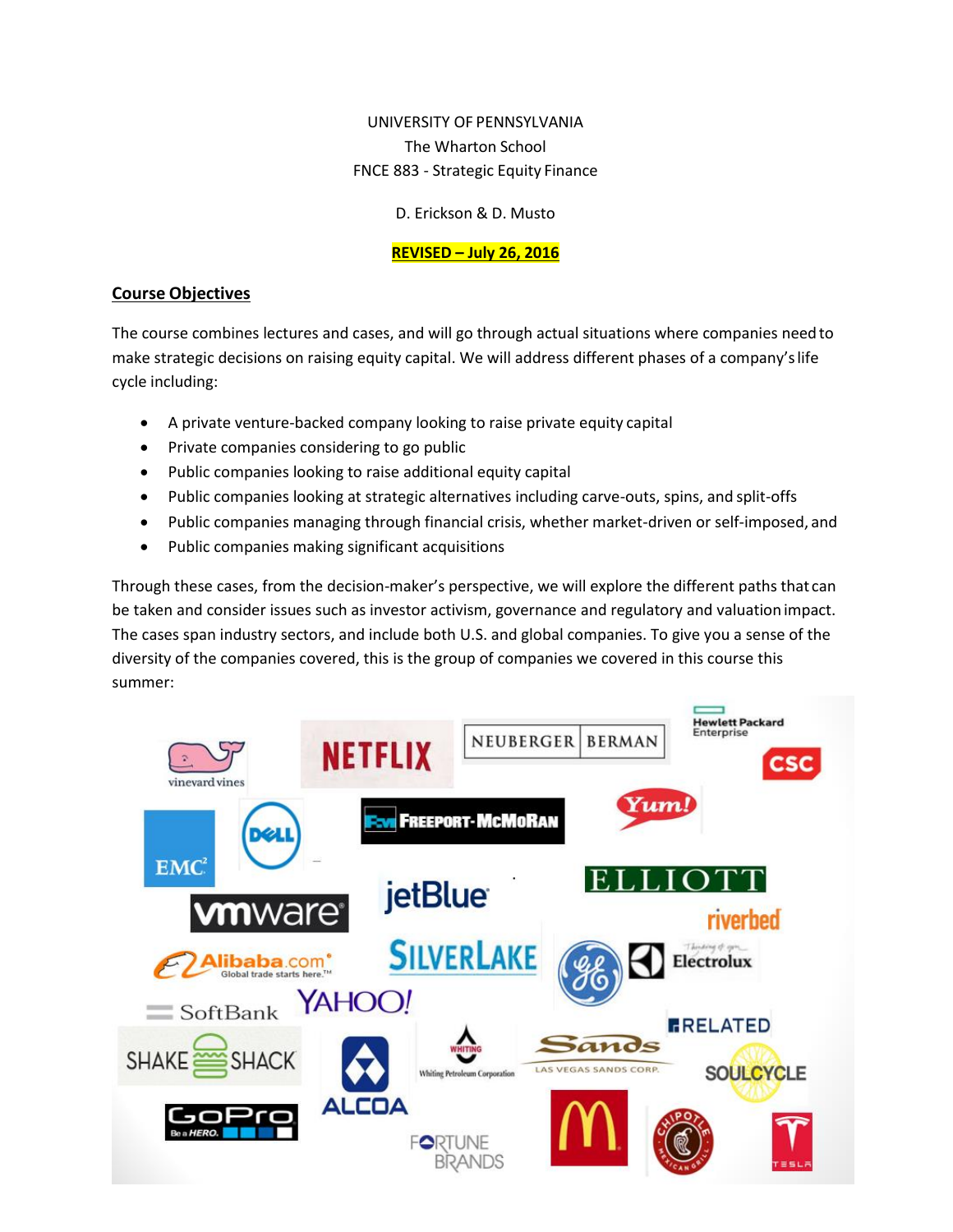UNIVERSITY OF PENNSYLVANIA
The Wharton School
FNCE 883 - Strategic Equity Finance

D. Erickson & D. Musto

**REVISED – July 26, 2016**

## Course Objectives

The course combines lectures and cases, and will go through actual situations where companies need to make strategic decisions on raising equity capital. We will address different phases of a company's life cycle including:

- A private venture-backed company looking to raise private equity capital
- Private companies considering to go public
- Public companies looking to raise additional equity capital
- Public companies looking at strategic alternatives including carve-outs, spins, and split-offs
- Public companies managing through financial crisis, whether market-driven or self-imposed, and
- Public companies making significant acquisitions

Through these cases, from the decision-maker's perspective, we will explore the different paths that can be taken and consider issues such as investor activism, governance and regulatory and valuation impact. The cases span industry sectors, and include both U.S. and global companies. To give you a sense of the diversity of the companies covered, this is the group of companies we covered in this course this summer: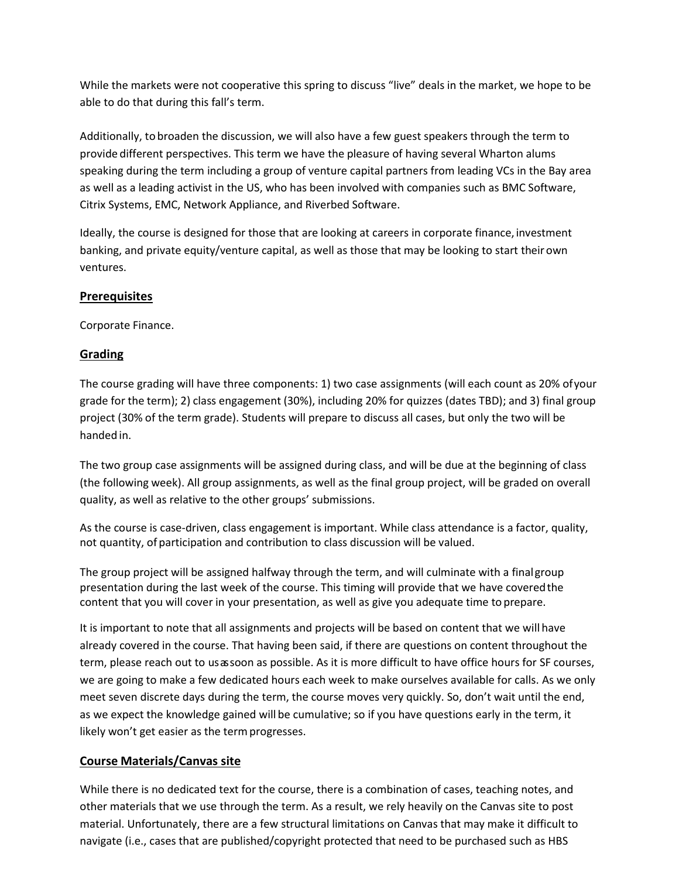While the markets were not cooperative this spring to discuss "live" deals in the market, we hope to be able to do that during this fall's term.

Additionally, to broaden the discussion, we will also have a few guest speakers through the term to provide different perspectives. This term we have the pleasure of having several Wharton alums speaking during the term including a group of venture capital partners from leading VCs in the Bay area as well as a leading activist in the US, who has been involved with companies such as BMC Software, Citrix Systems, EMC, Network Appliance, and Riverbed Software.

Ideally, the course is designed for those that are looking at careers in corporate finance, investment banking, and private equity/venture capital, as well as those that may be looking to start their own ventures.

## Prerequisites

Corporate Finance.

## Grading

The course grading will have three components: 1) two case assignments (will each count as 20% of your grade for the term); 2) class engagement (30%), including 20% for quizzes (dates TBD); and 3) final group project (30% of the term grade). Students will prepare to discuss all cases, but only the two will be handed in.

The two group case assignments will be assigned during class, and will be due at the beginning of class (the following week). All group assignments, as well as the final group project, will be graded on overall quality, as well as relative to the other groups' submissions.

As the course is case-driven, class engagement is important. While class attendance is a factor, quality, not quantity, of participation and contribution to class discussion will be valued.

The group project will be assigned halfway through the term, and will culminate with a final group presentation during the last week of the course. This timing will provide that we have covered the content that you will cover in your presentation, as well as give you adequate time to prepare.

It is important to note that all assignments and projects will be based on content that we will have already covered in the course. That having been said, if there are questions on content throughout the term, please reach out to us as soon as possible. As it is more difficult to have office hours for SF courses, we are going to make a few dedicated hours each week to make ourselves available for calls. As we only meet seven discrete days during the term, the course moves very quickly. So, don't wait until the end, as we expect the knowledge gained will be cumulative; so if you have questions early in the term, it likely won't get easier as the term progresses.

## Course Materials/Canvas site

While there is no dedicated text for the course, there is a combination of cases, teaching notes, and other materials that we use through the term. As a result, we rely heavily on the Canvas site to post material. Unfortunately, there are a few structural limitations on Canvas that may make it difficult to navigate (i.e., cases that are published/copyright protected that need to be purchased such as HBS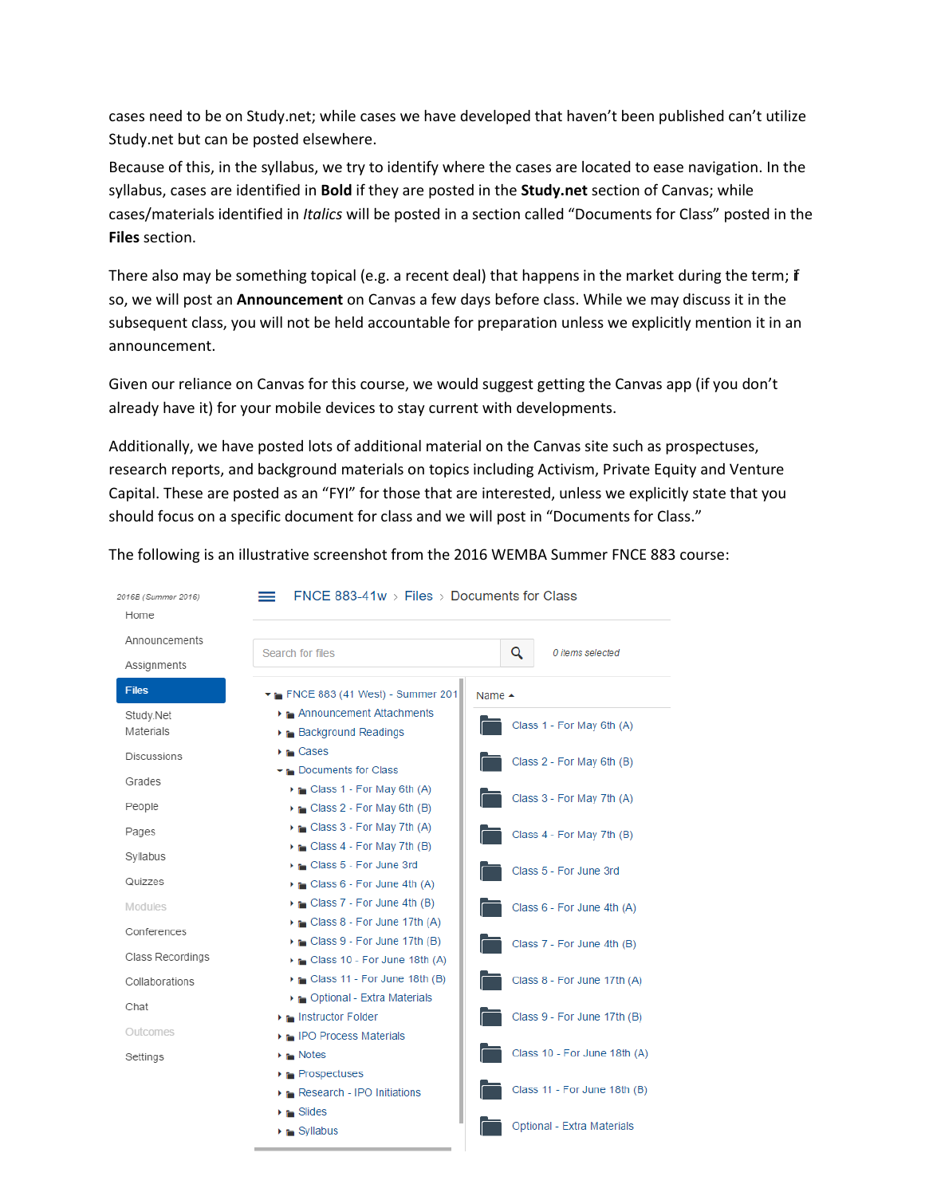cases need to be on Study.net; while cases we have developed that haven't been published can't utilize Study.net but can be posted elsewhere.

Because of this, in the syllabus, we try to identify where the cases are located to ease navigation. In the syllabus, cases are identified in **Bold** if they are posted in the **Study.net** section of Canvas; while cases/materials identified in *Italics* will be posted in a section called "Documents for Class" posted in the **Files** section.

There also may be something topical (e.g. a recent deal) that happens in the market during the term; if so, we will post an **Announcement** on Canvas a few days before class. While we may discuss it in the subsequent class, you will not be held accountable for preparation unless we explicitly mention it in an announcement.

Given our reliance on Canvas for this course, we would suggest getting the Canvas app (if you don't already have it) for your mobile devices to stay current with developments.

Additionally, we have posted lots of additional material on the Canvas site such as prospectuses, research reports, and background materials on topics including Activism, Private Equity and Venture Capital. These are posted as an "FYI" for those that are interested, unless we explicitly state that you should focus on a specific document for class and we will post in "Documents for Class."

The following is an illustrative screenshot from the 2016 WEMBA Summer FNCE 883 course: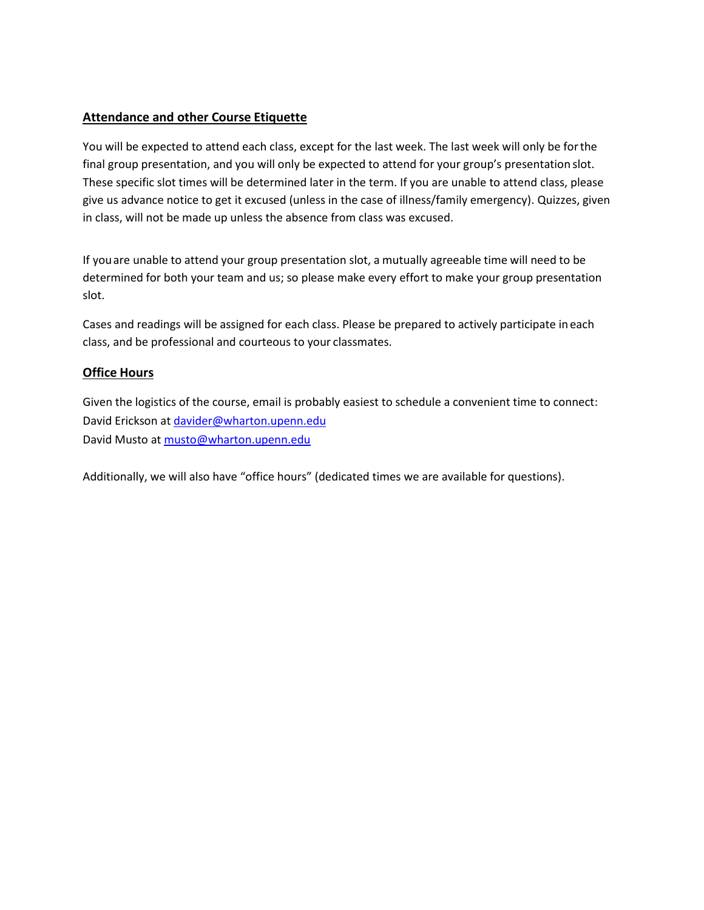## Attendance and other Course Etiquette

You will be expected to attend each class, except for the last week. The last week will only be for the final group presentation, and you will only be expected to attend for your group's presentation slot. These specific slot times will be determined later in the term. If you are unable to attend class, please give us advance notice to get it excused (unless in the case of illness/family emergency). Quizzes, given in class, will not be made up unless the absence from class was excused.

If you are unable to attend your group presentation slot, a mutually agreeable time will need to be determined for both your team and us; so please make every effort to make your group presentation slot.

Cases and readings will be assigned for each class. Please be prepared to actively participate in each class, and be professional and courteous to your classmates.

## Office Hours

Given the logistics of the course, email is probably easiest to schedule a convenient time to connect:
David Erickson at [davider@wharton.upenn.edu](mailto:davider@wharton.upenn.edu)
David Musto at [musto@wharton.upenn.edu](mailto:musto@wharton.upenn.edu)

Additionally, we will also have "office hours" (dedicated times we are available for questions).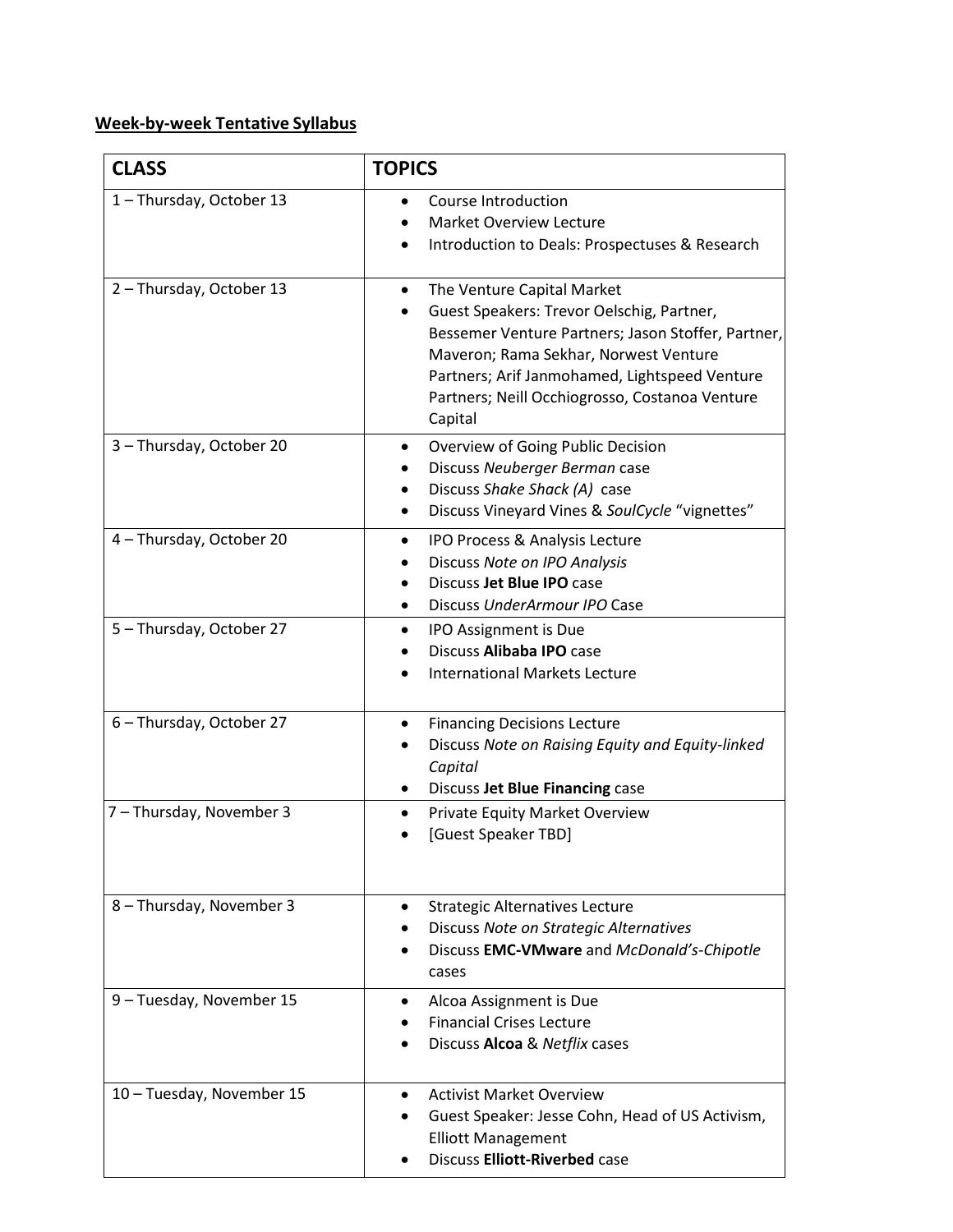**<u>Week-by-week Tentative Syllabus</u>**

| CLASS | TOPICS |
|---|---|
| 1 – Thursday, October 13 | • Course Introduction<br>• Market Overview Lecture<br>• Introduction to Deals: Prospectuses & Research |
| 2 – Thursday, October 13 | • The Venture Capital Market<br>• Guest Speakers: Trevor Oelschig, Partner, Bessemer Venture Partners; Jason Stoffer, Partner, Maveron; Rama Sekhar, Norwest Venture Partners; Arif Janmohamed, Lightspeed Venture Partners; Neill Occhiogrosso, Costanoa Venture Capital |
| 3 – Thursday, October 20 | • Overview of Going Public Decision<br>• Discuss *Neuberger Berman* case<br>• Discuss *Shake Shack (A)* case<br>• Discuss Vineyard Vines & *SoulCycle* "vignettes" |
| 4 – Thursday, October 20 | • IPO Process & Analysis Lecture<br>• Discuss *Note on IPO Analysis*<br>• Discuss **Jet Blue IPO** case<br>• Discuss *UnderArmour IPO* Case |
| 5 – Thursday, October 27 | • IPO Assignment is Due<br>• Discuss **Alibaba IPO** case<br>• International Markets Lecture |
| 6 – Thursday, October 27 | • Financing Decisions Lecture<br>• Discuss *Note on Raising Equity and Equity-linked Capital*<br>• Discuss **Jet Blue Financing** case |
| 7 – Thursday, November 3 | • Private Equity Market Overview<br>• [Guest Speaker TBD] |
| 8 – Thursday, November 3 | • Strategic Alternatives Lecture<br>• Discuss *Note on Strategic Alternatives*<br>• Discuss **EMC-VMware** and *McDonald's-Chipotle* cases |
| 9 – Tuesday, November 15 | • Alcoa Assignment is Due<br>• Financial Crises Lecture<br>• Discuss **Alcoa** & *Netflix* cases |
| 10 – Tuesday, November 15 | • Activist Market Overview<br>• Guest Speaker: Jesse Cohn, Head of US Activism, Elliott Management<br>• Discuss **Elliott-Riverbed** case |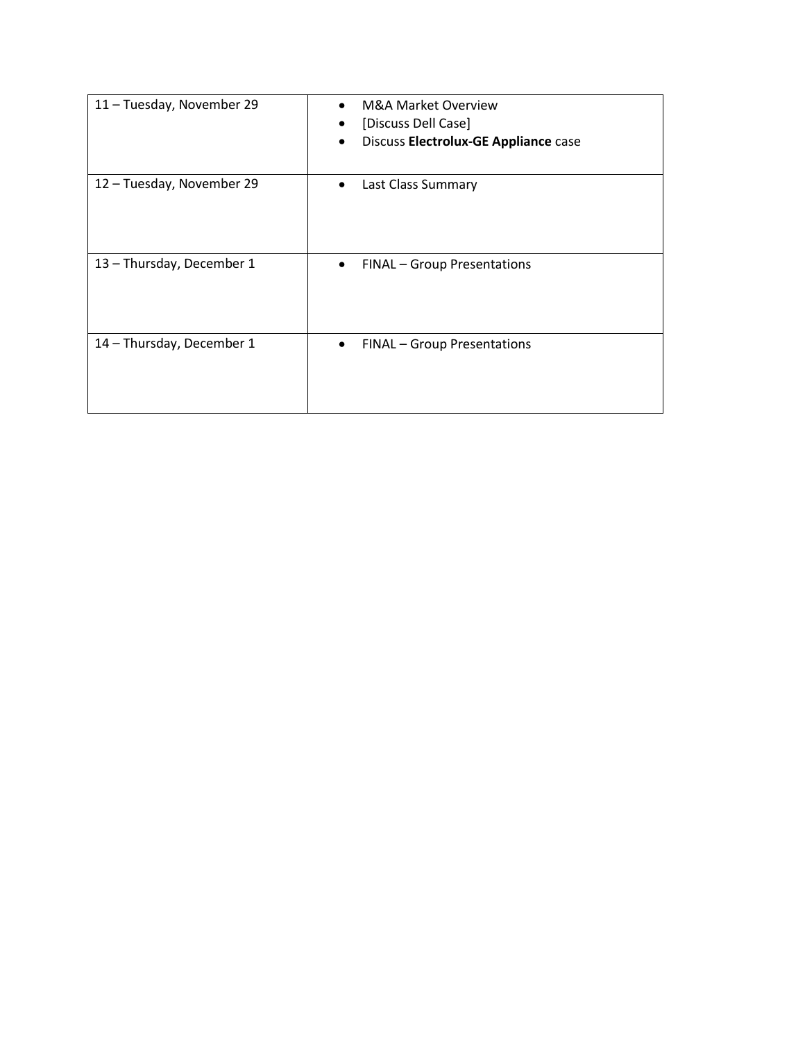| | |
|---|---|
| 11 – Tuesday, November 29 | • M&A Market Overview<br>• [Discuss Dell Case]<br>• Discuss **Electrolux-GE Appliance** case |
| 12 – Tuesday, November 29 | • Last Class Summary |
| 13 – Thursday, December 1 | • FINAL – Group Presentations |
| 14 – Thursday, December 1 | • FINAL – Group Presentations |